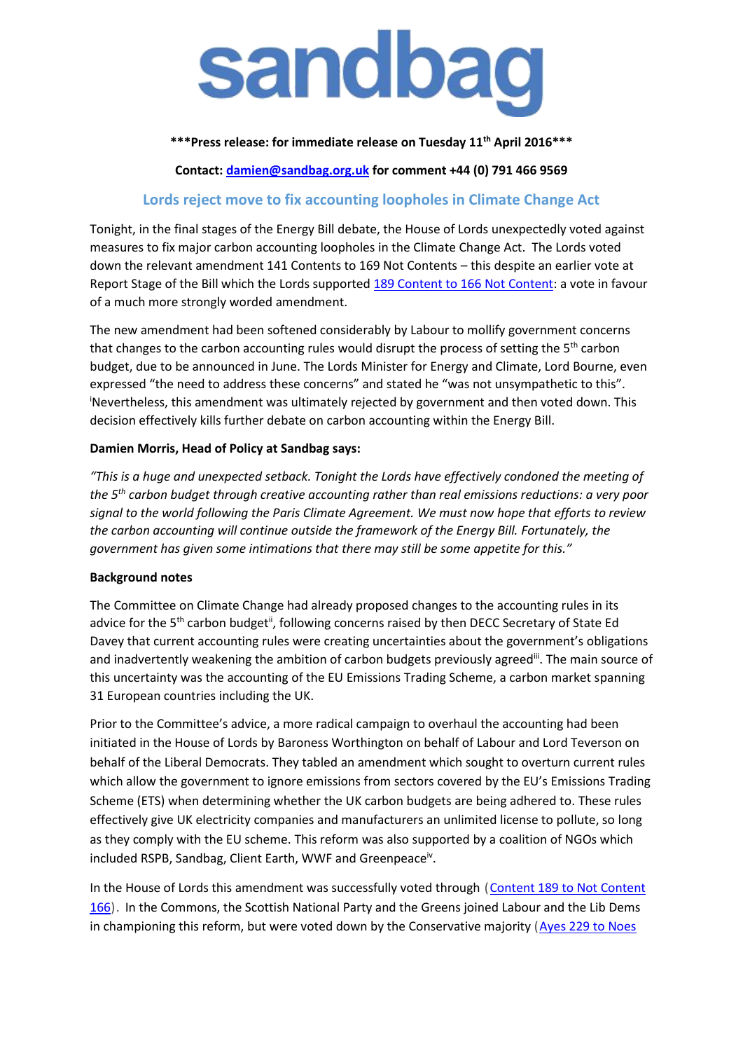# sandbag

**\*\*\*Press release: for immediate release on Tuesday 11th April 2016\*\*\***

**Contact: damien@sandbag.org.uk for comment +44 (0) 791 466 9569**

## Lords reject move to fix accounting loopholes in Climate Change Act

Tonight, in the final stages of the Energy Bill debate, the House of Lords unexpectedly voted against measures to fix major carbon accounting loopholes in the Climate Change Act. The Lords voted down the relevant amendment 141 Contents to 169 Not Contents – this despite an earlier vote at Report Stage of the Bill which the Lords supported 189 Content to 166 Not Content: a vote in favour of a much more strongly worded amendment.

The new amendment had been softened considerably by Labour to mollify government concerns that changes to the carbon accounting rules would disrupt the process of setting the 5th carbon budget, due to be announced in June. The Lords Minister for Energy and Climate, Lord Bourne, even expressed "the need to address these concerns" and stated he "was not unsympathetic to this".[i] Nevertheless, this amendment was ultimately rejected by government and then voted down. This decision effectively kills further debate on carbon accounting within the Energy Bill.

**Damien Morris, Head of Policy at Sandbag says:**

*"This is a huge and unexpected setback. Tonight the Lords have effectively condoned the meeting of the 5th carbon budget through creative accounting rather than real emissions reductions: a very poor signal to the world following the Paris Climate Agreement. We must now hope that efforts to review the carbon accounting will continue outside the framework of the Energy Bill. Fortunately, the government has given some intimations that there may still be some appetite for this."*

**Background notes**

The Committee on Climate Change had already proposed changes to the accounting rules in its advice for the 5th carbon budget[ii], following concerns raised by then DECC Secretary of State Ed Davey that current accounting rules were creating uncertainties about the government's obligations and inadvertently weakening the ambition of carbon budgets previously agreed[iii]. The main source of this uncertainty was the accounting of the EU Emissions Trading Scheme, a carbon market spanning 31 European countries including the UK.

Prior to the Committee's advice, a more radical campaign to overhaul the accounting had been initiated in the House of Lords by Baroness Worthington on behalf of Labour and Lord Teverson on behalf of the Liberal Democrats. They tabled an amendment which sought to overturn current rules which allow the government to ignore emissions from sectors covered by the EU's Emissions Trading Scheme (ETS) when determining whether the UK carbon budgets are being adhered to. These rules effectively give UK electricity companies and manufacturers an unlimited license to pollute, so long as they comply with the EU scheme. This reform was also supported by a coalition of NGOs which included RSPB, Sandbag, Client Earth, WWF and Greenpeace[iv].

In the House of Lords this amendment was successfully voted through (Content 189 to Not Content 166). In the Commons, the Scottish National Party and the Greens joined Labour and the Lib Dems in championing this reform, but were voted down by the Conservative majority (Ayes 229 to Noes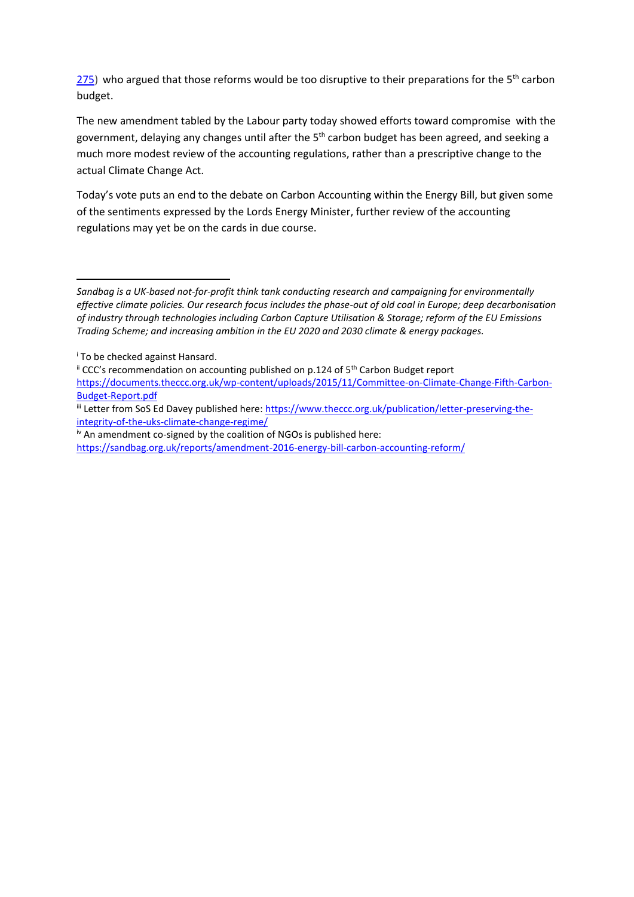275) who argued that those reforms would be too disruptive to their preparations for the 5th carbon budget.

The new amendment tabled by the Labour party today showed efforts toward compromise with the government, delaying any changes until after the 5th carbon budget has been agreed, and seeking a much more modest review of the accounting regulations, rather than a prescriptive change to the actual Climate Change Act.

Today's vote puts an end to the debate on Carbon Accounting within the Energy Bill, but given some of the sentiments expressed by the Lords Energy Minister, further review of the accounting regulations may yet be on the cards in due course.

---

*Sandbag is a UK-based not-for-profit think tank conducting research and campaigning for environmentally effective climate policies. Our research focus includes the phase-out of old coal in Europe; deep decarbonisation of industry through technologies including Carbon Capture Utilisation & Storage; reform of the EU Emissions Trading Scheme; and increasing ambition in the EU 2020 and 2030 climate & energy packages.*

[i] To be checked against Hansard.

[ii] CCC's recommendation on accounting published on p.124 of 5th Carbon Budget report https://documents.theccc.org.uk/wp-content/uploads/2015/11/Committee-on-Climate-Change-Fifth-Carbon-Budget-Report.pdf

[iii] Letter from SoS Ed Davey published here: https://www.theccc.org.uk/publication/letter-preserving-the-integrity-of-the-uks-climate-change-regime/

[iv] An amendment co-signed by the coalition of NGOs is published here: https://sandbag.org.uk/reports/amendment-2016-energy-bill-carbon-accounting-reform/